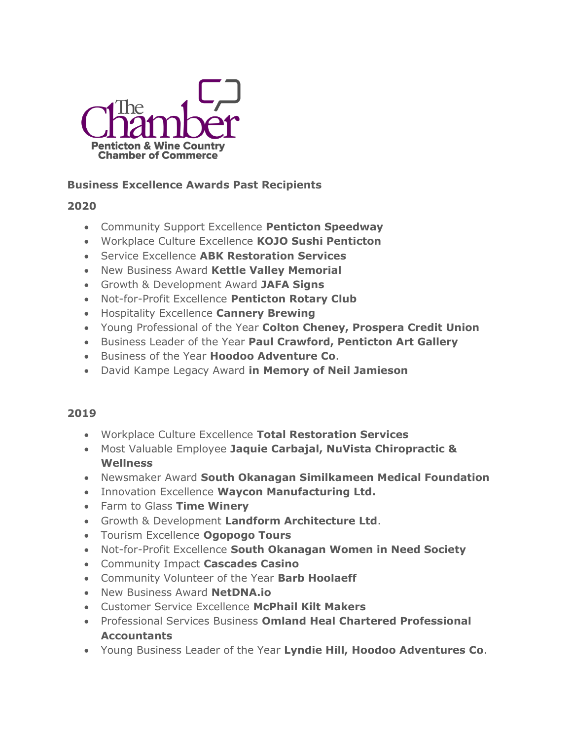The Chamber
Penticton & Wine Country Chamber of Commerce

**Business Excellence Awards Past Recipients**

**2020**

- Community Support Excellence **Penticton Speedway**
- Workplace Culture Excellence **KOJO Sushi Penticton**
- Service Excellence **ABK Restoration Services**
- New Business Award **Kettle Valley Memorial**
- Growth & Development Award **JAFA Signs**
- Not-for-Profit Excellence **Penticton Rotary Club**
- Hospitality Excellence **Cannery Brewing**
- Young Professional of the Year **Colton Cheney, Prospera Credit Union**
- Business Leader of the Year **Paul Crawford, Penticton Art Gallery**
- Business of the Year **Hoodoo Adventure Co**.
- David Kampe Legacy Award **in Memory of Neil Jamieson**

**2019**

- Workplace Culture Excellence **Total Restoration Services**
- Most Valuable Employee **Jaquie Carbajal, NuVista Chiropractic & Wellness**
- Newsmaker Award **South Okanagan Similkameen Medical Foundation**
- Innovation Excellence **Waycon Manufacturing Ltd.**
- Farm to Glass **Time Winery**
- Growth & Development **Landform Architecture Ltd**.
- Tourism Excellence **Ogopogo Tours**
- Not-for-Profit Excellence **South Okanagan Women in Need Society**
- Community Impact **Cascades Casino**
- Community Volunteer of the Year **Barb Hoolaeff**
- New Business Award **NetDNA.io**
- Customer Service Excellence **McPhail Kilt Makers**
- Professional Services Business **Omland Heal Chartered Professional Accountants**
- Young Business Leader of the Year **Lyndie Hill, Hoodoo Adventures Co**.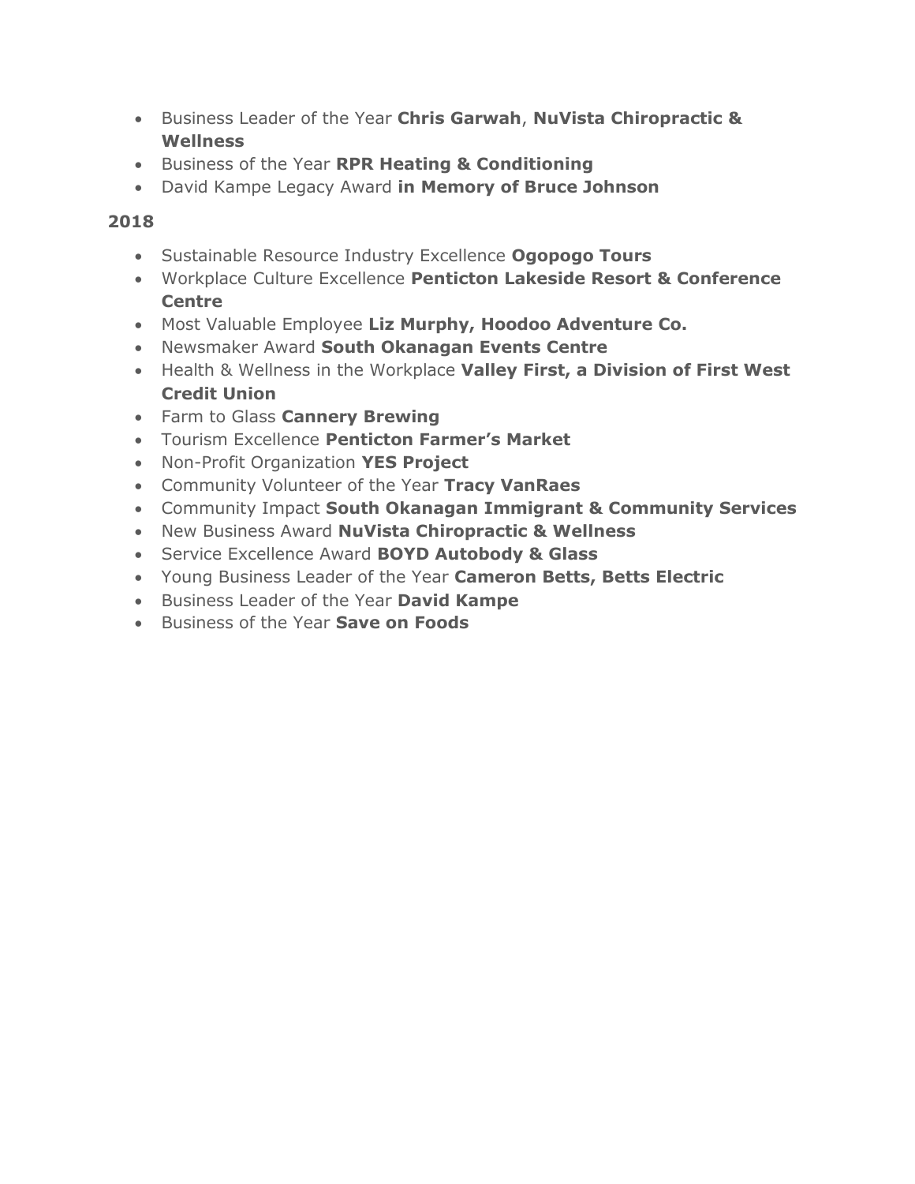- Business Leader of the Year **Chris Garwah**, **NuVista Chiropractic & Wellness**
- Business of the Year **RPR Heating & Conditioning**
- David Kampe Legacy Award **in Memory of Bruce Johnson**

**2018**

- Sustainable Resource Industry Excellence **Ogopogo Tours**
- Workplace Culture Excellence **Penticton Lakeside Resort & Conference Centre**
- Most Valuable Employee **Liz Murphy, Hoodoo Adventure Co.**
- Newsmaker Award **South Okanagan Events Centre**
- Health & Wellness in the Workplace **Valley First, a Division of First West Credit Union**
- Farm to Glass **Cannery Brewing**
- Tourism Excellence **Penticton Farmer's Market**
- Non-Profit Organization **YES Project**
- Community Volunteer of the Year **Tracy VanRaes**
- Community Impact **South Okanagan Immigrant & Community Services**
- New Business Award **NuVista Chiropractic & Wellness**
- Service Excellence Award **BOYD Autobody & Glass**
- Young Business Leader of the Year **Cameron Betts, Betts Electric**
- Business Leader of the Year **David Kampe**
- Business of the Year **Save on Foods**